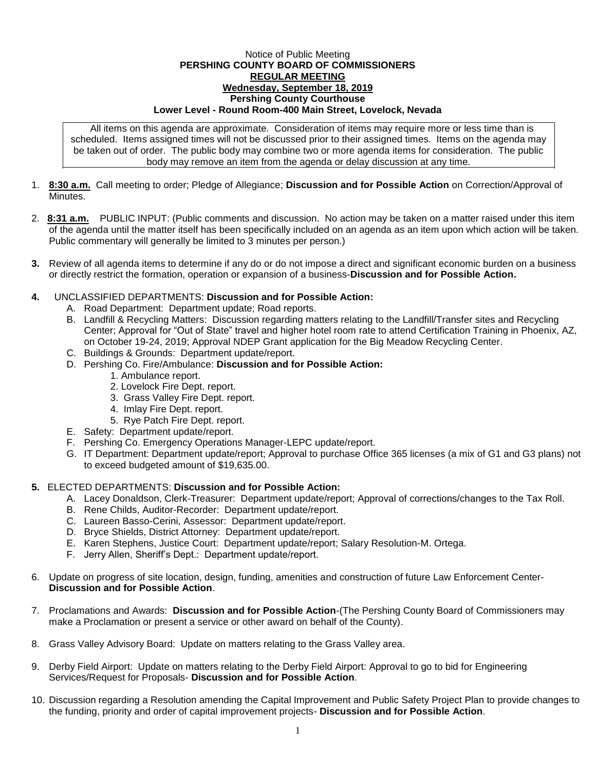Notice of Public Meeting

**PERSHING COUNTY BOARD OF COMMISSIONERS**

**REGULAR MEETING**

**Wednesday, September 18, 2019**

**Pershing County Courthouse**

**Lower Level - Round Room-400 Main Street, Lovelock, Nevada**

All items on this agenda are approximate. Consideration of items may require more or less time than is scheduled. Items assigned times will not be discussed prior to their assigned times. Items on the agenda may be taken out of order. The public body may combine two or more agenda items for consideration. The public body may remove an item from the agenda or delay discussion at any time.

1. **8:30 a.m.** Call meeting to order; Pledge of Allegiance; **Discussion and for Possible Action** on Correction/Approval of Minutes.

2. **8:31 a.m.** PUBLIC INPUT: (Public comments and discussion. No action may be taken on a matter raised under this item of the agenda until the matter itself has been specifically included on an agenda as an item upon which action will be taken. Public commentary will generally be limited to 3 minutes per person.)

3. Review of all agenda items to determine if any do or do not impose a direct and significant economic burden on a business or directly restrict the formation, operation or expansion of a business-**Discussion and for Possible Action.**

4. UNCLASSIFIED DEPARTMENTS: **Discussion and for Possible Action:**
   - A. Road Department: Department update; Road reports.
   - B. Landfill & Recycling Matters: Discussion regarding matters relating to the Landfill/Transfer sites and Recycling Center; Approval for "Out of State" travel and higher hotel room rate to attend Certification Training in Phoenix, AZ, on October 19-24, 2019; Approval NDEP Grant application for the Big Meadow Recycling Center.
   - C. Buildings & Grounds: Department update/report.
   - D. Pershing Co. Fire/Ambulance: **Discussion and for Possible Action:**
     1. Ambulance report.
     2. Lovelock Fire Dept. report.
     3. Grass Valley Fire Dept. report.
     4. Imlay Fire Dept. report.
     5. Rye Patch Fire Dept. report.
   - E. Safety: Department update/report.
   - F. Pershing Co. Emergency Operations Manager-LEPC update/report.
   - G. IT Department: Department update/report; Approval to purchase Office 365 licenses (a mix of G1 and G3 plans) not to exceed budgeted amount of $19,635.00.

5. ELECTED DEPARTMENTS: **Discussion and for Possible Action:**
   - A. Lacey Donaldson, Clerk-Treasurer: Department update/report; Approval of corrections/changes to the Tax Roll.
   - B. Rene Childs, Auditor-Recorder: Department update/report.
   - C. Laureen Basso-Cerini, Assessor: Department update/report.
   - D. Bryce Shields, District Attorney: Department update/report.
   - E. Karen Stephens, Justice Court: Department update/report; Salary Resolution-M. Ortega.
   - F. Jerry Allen, Sheriff's Dept.: Department update/report.

6. Update on progress of site location, design, funding, amenities and construction of future Law Enforcement Center-**Discussion and for Possible Action**.

7. Proclamations and Awards: **Discussion and for Possible Action**-(The Pershing County Board of Commissioners may make a Proclamation or present a service or other award on behalf of the County).

8. Grass Valley Advisory Board: Update on matters relating to the Grass Valley area.

9. Derby Field Airport: Update on matters relating to the Derby Field Airport: Approval to go to bid for Engineering Services/Request for Proposals- **Discussion and for Possible Action**.

10. Discussion regarding a Resolution amending the Capital Improvement and Public Safety Project Plan to provide changes to the funding, priority and order of capital improvement projects- **Discussion and for Possible Action**.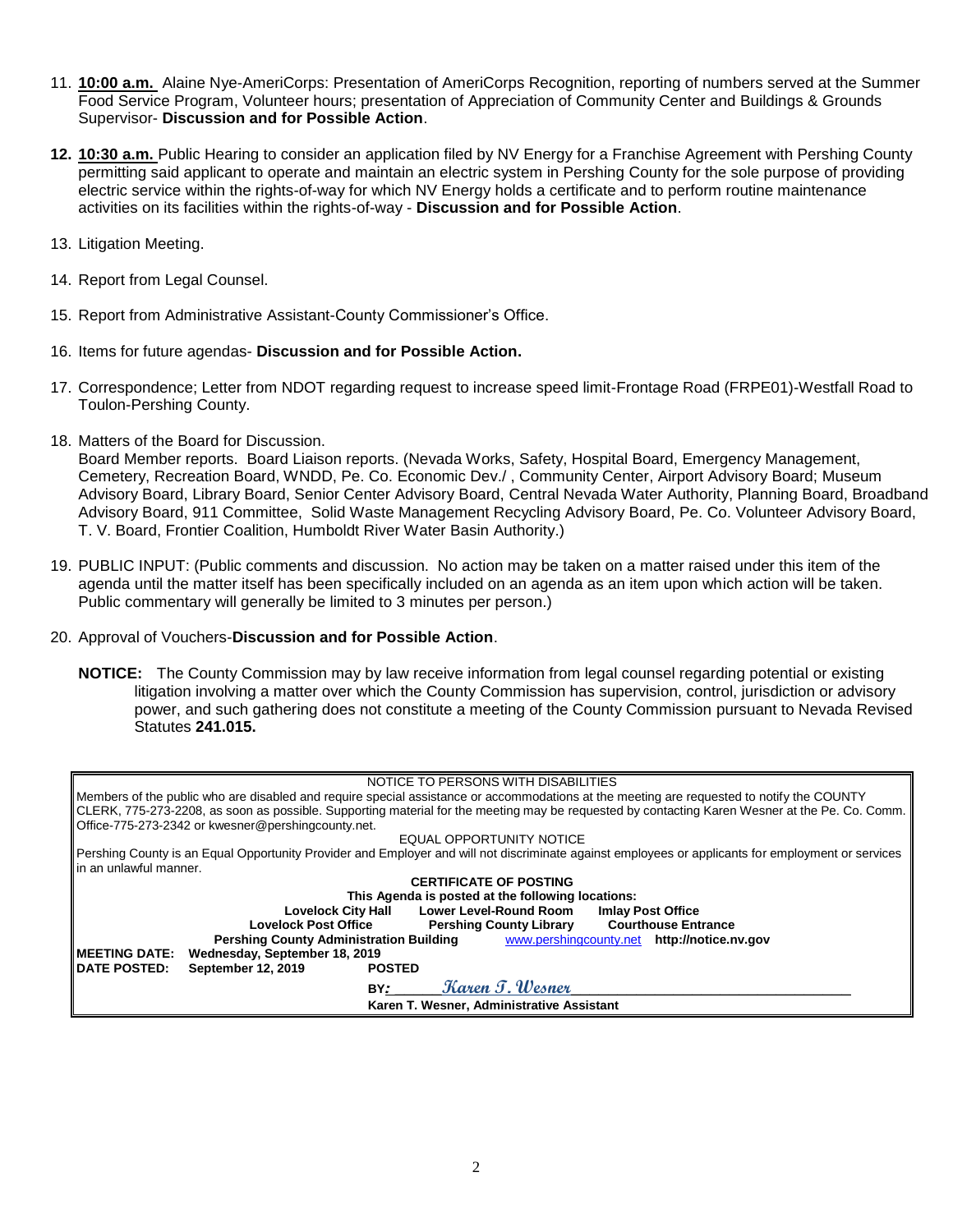11. **10:00 a.m.** Alaine Nye-AmeriCorps: Presentation of AmeriCorps Recognition, reporting of numbers served at the Summer Food Service Program, Volunteer hours; presentation of Appreciation of Community Center and Buildings & Grounds Supervisor- **Discussion and for Possible Action**.

12. **10:30 a.m.** Public Hearing to consider an application filed by NV Energy for a Franchise Agreement with Pershing County permitting said applicant to operate and maintain an electric system in Pershing County for the sole purpose of providing electric service within the rights-of-way for which NV Energy holds a certificate and to perform routine maintenance activities on its facilities within the rights-of-way - **Discussion and for Possible Action**.

13. Litigation Meeting.

14. Report from Legal Counsel.

15. Report from Administrative Assistant-County Commissioner's Office.

16. Items for future agendas- **Discussion and for Possible Action.**

17. Correspondence; Letter from NDOT regarding request to increase speed limit-Frontage Road (FRPE01)-Westfall Road to Toulon-Pershing County.

18. Matters of the Board for Discussion.
    Board Member reports. Board Liaison reports. (Nevada Works, Safety, Hospital Board, Emergency Management, Cemetery, Recreation Board, WNDD, Pe. Co. Economic Dev./ , Community Center, Airport Advisory Board; Museum Advisory Board, Library Board, Senior Center Advisory Board, Central Nevada Water Authority, Planning Board, Broadband Advisory Board, 911 Committee, Solid Waste Management Recycling Advisory Board, Pe. Co. Volunteer Advisory Board, T. V. Board, Frontier Coalition, Humboldt River Water Basin Authority.)

19. PUBLIC INPUT: (Public comments and discussion. No action may be taken on a matter raised under this item of the agenda until the matter itself has been specifically included on an agenda as an item upon which action will be taken. Public commentary will generally be limited to 3 minutes per person.)

20. Approval of Vouchers-**Discussion and for Possible Action**.

**NOTICE:** The County Commission may by law receive information from legal counsel regarding potential or existing litigation involving a matter over which the County Commission has supervision, control, jurisdiction or advisory power, and such gathering does not constitute a meeting of the County Commission pursuant to Nevada Revised Statutes **241.015.**

NOTICE TO PERSONS WITH DISABILITIES

Members of the public who are disabled and require special assistance or accommodations at the meeting are requested to notify the COUNTY CLERK, 775-273-2208, as soon as possible. Supporting material for the meeting may be requested by contacting Karen Wesner at the Pe. Co. Comm. Office-775-273-2342 or kwesner@pershingcounty.net.

EQUAL OPPORTUNITY NOTICE

Pershing County is an Equal Opportunity Provider and Employer and will not discriminate against employees or applicants for employment or services in an unlawful manner.

**CERTIFICATE OF POSTING**

**This Agenda is posted at the following locations:**

**Lovelock City Hall** **Lower Level-Round Room** **Imlay Post Office**
**Lovelock Post Office** **Pershing County Library** **Courthouse Entrance**
**Pershing County Administration Building** www.pershingcounty.net **http://notice.nv.gov**

**MEETING DATE:** **Wednesday, September 18, 2019**
**DATE POSTED:** **September 12, 2019** **POSTED**

**BY:** *Karen T. Wesner*

**Karen T. Wesner, Administrative Assistant**